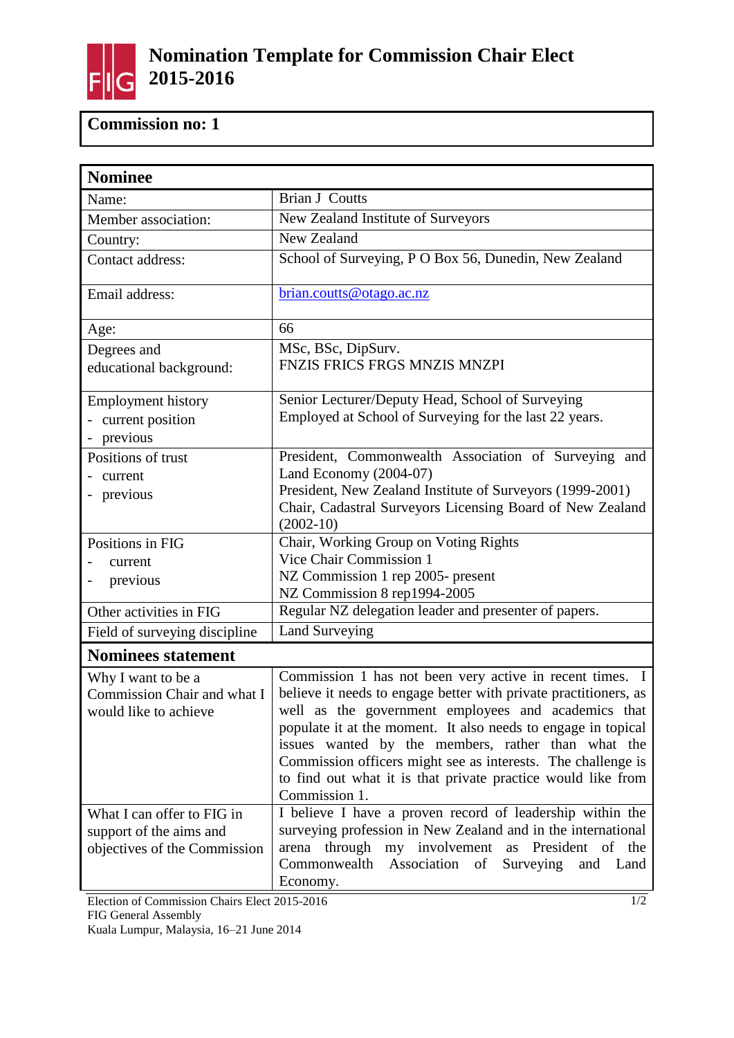# Nomination Template for Commission Chair Elect 2015-2016

**Commission no: 1**

| **Nominee** | |
|---|---|
| Name: | Brian J Coutts |
| Member association: | New Zealand Institute of Surveyors |
| Country: | New Zealand |
| Contact address: | School of Surveying, P O Box 56, Dunedin, New Zealand |
| Email address: | brian.coutts@otago.ac.nz |
| Age: | 66 |
| Degrees and educational background: | MSc, BSc, DipSurv.<br>FNZIS FRICS FRGS MNZIS MNZPI |
| Employment history<br>- current position<br>- previous | Senior Lecturer/Deputy Head, School of Surveying<br>Employed at School of Surveying for the last 22 years. |
| Positions of trust<br>- current<br>- previous | President, Commonwealth Association of Surveying and Land Economy (2004-07)<br>President, New Zealand Institute of Surveyors (1999-2001)<br>Chair, Cadastral Surveyors Licensing Board of New Zealand (2002-10) |
| Positions in FIG<br>- current<br>- previous | Chair, Working Group on Voting Rights<br>Vice Chair Commission 1<br>NZ Commission 1 rep 2005- present<br>NZ Commission 8 rep1994-2005 |
| Other activities in FIG | Regular NZ delegation leader and presenter of papers. |
| Field of surveying discipline | Land Surveying |
| **Nominees statement** | |
| Why I want to be a Commission Chair and what I would like to achieve | Commission 1 has not been very active in recent times. I believe it needs to engage better with private practitioners, as well as the government employees and academics that populate it at the moment. It also needs to engage in topical issues wanted by the members, rather than what the Commission officers might see as interests. The challenge is to find out what it is that private practice would like from Commission 1. |
| What I can offer to FIG in support of the aims and objectives of the Commission | I believe I have a proven record of leadership within the surveying profession in New Zealand and in the international arena through my involvement as President of the Commonwealth Association of Surveying and Land Economy. |

Election of Commission Chairs Elect 2015-2016
FIG General Assembly
Kuala Lumpur, Malaysia, 16–21 June 2014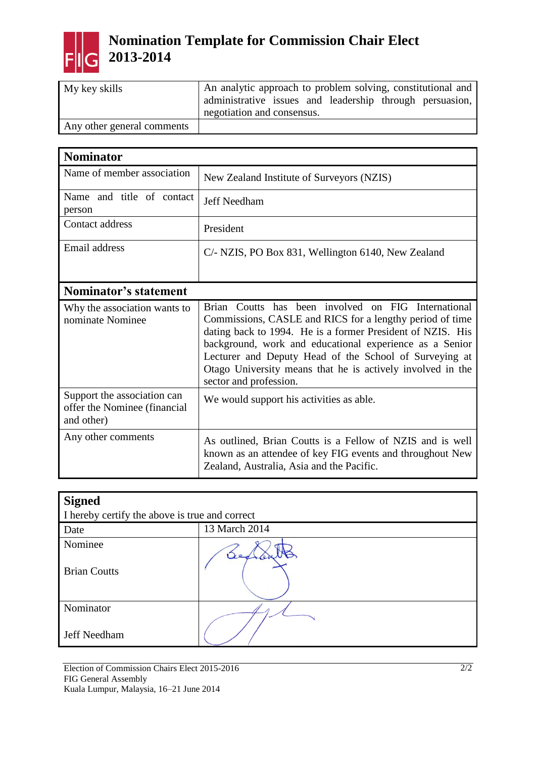# Nomination Template for Commission Chair Elect 2013-2014

| | |
|---|---|
| My key skills | An analytic approach to problem solving, constitutional and administrative issues and leadership through persuasion, negotiation and consensus. |
| Any other general comments | |

| **Nominator** | |
|---|---|
| Name of member association | New Zealand Institute of Surveyors (NZIS) |
| Name and title of contact person | Jeff Needham |
| Contact address | President |
| Email address | C/- NZIS, PO Box 831, Wellington 6140, New Zealand |
| **Nominator's statement** | |
| Why the association wants to nominate Nominee | Brian Coutts has been involved on FIG International Commissions, CASLE and RICS for a lengthy period of time dating back to 1994. He is a former President of NZIS. His background, work and educational experience as a Senior Lecturer and Deputy Head of the School of Surveying at Otago University means that he is actively involved in the sector and profession. |
| Support the association can offer the Nominee (financial and other) | We would support his activities as able. |
| Any other comments | As outlined, Brian Coutts is a Fellow of NZIS and is well known as an attendee of key FIG events and throughout New Zealand, Australia, Asia and the Pacific. |

| **Signed**<br>I hereby certify the above is true and correct | |
|---|---|
| Date | 13 March 2014 |
| Nominee<br><br>Brian Coutts | [signature] |
| Nominator<br><br>Jeff Needham | [signature] |

Election of Commission Chairs Elect 2015-2016
FIG General Assembly
Kuala Lumpur, Malaysia, 16–21 June 2014